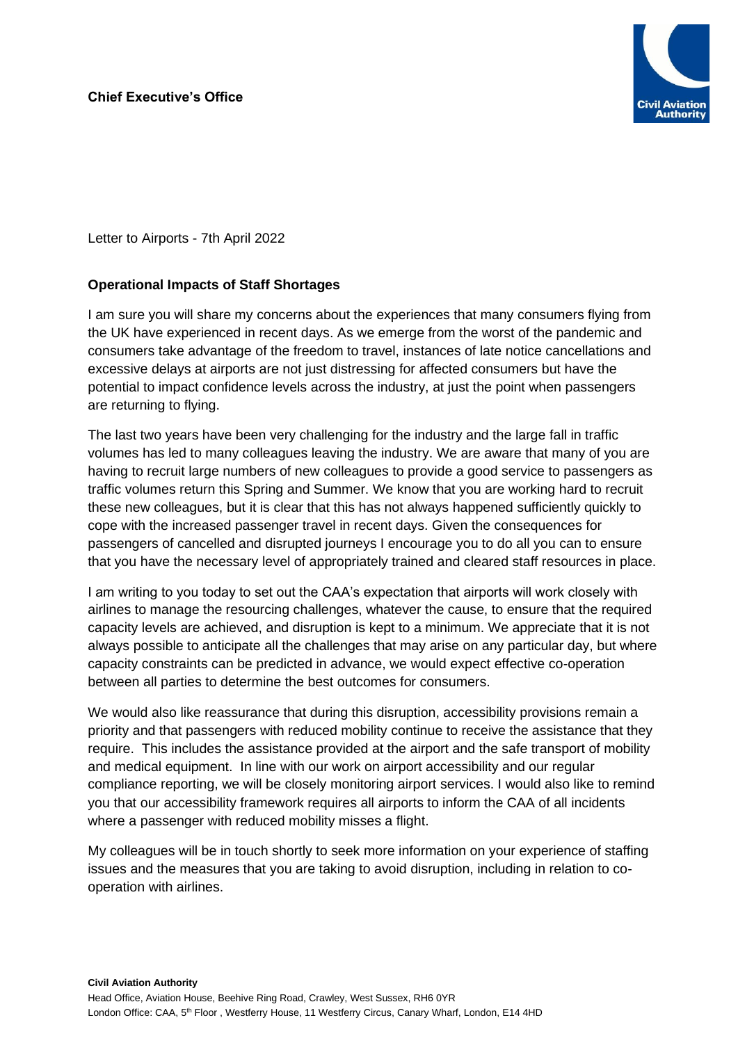**Chief Executive's Office**

Civil Aviation Authority

Letter to Airports - 7th April 2022

**Operational Impacts of Staff Shortages**

I am sure you will share my concerns about the experiences that many consumers flying from the UK have experienced in recent days. As we emerge from the worst of the pandemic and consumers take advantage of the freedom to travel, instances of late notice cancellations and excessive delays at airports are not just distressing for affected consumers but have the potential to impact confidence levels across the industry, at just the point when passengers are returning to flying.

The last two years have been very challenging for the industry and the large fall in traffic volumes has led to many colleagues leaving the industry. We are aware that many of you are having to recruit large numbers of new colleagues to provide a good service to passengers as traffic volumes return this Spring and Summer. We know that you are working hard to recruit these new colleagues, but it is clear that this has not always happened sufficiently quickly to cope with the increased passenger travel in recent days. Given the consequences for passengers of cancelled and disrupted journeys I encourage you to do all you can to ensure that you have the necessary level of appropriately trained and cleared staff resources in place.

I am writing to you today to set out the CAA's expectation that airports will work closely with airlines to manage the resourcing challenges, whatever the cause, to ensure that the required capacity levels are achieved, and disruption is kept to a minimum. We appreciate that it is not always possible to anticipate all the challenges that may arise on any particular day, but where capacity constraints can be predicted in advance, we would expect effective co-operation between all parties to determine the best outcomes for consumers.

We would also like reassurance that during this disruption, accessibility provisions remain a priority and that passengers with reduced mobility continue to receive the assistance that they require. This includes the assistance provided at the airport and the safe transport of mobility and medical equipment. In line with our work on airport accessibility and our regular compliance reporting, we will be closely monitoring airport services. I would also like to remind you that our accessibility framework requires all airports to inform the CAA of all incidents where a passenger with reduced mobility misses a flight.

My colleagues will be in touch shortly to seek more information on your experience of staffing issues and the measures that you are taking to avoid disruption, including in relation to co-operation with airlines.

**Civil Aviation Authority**
Head Office, Aviation House, Beehive Ring Road, Crawley, West Sussex, RH6 0YR
London Office: CAA, 5th Floor , Westferry House, 11 Westferry Circus, Canary Wharf, London, E14 4HD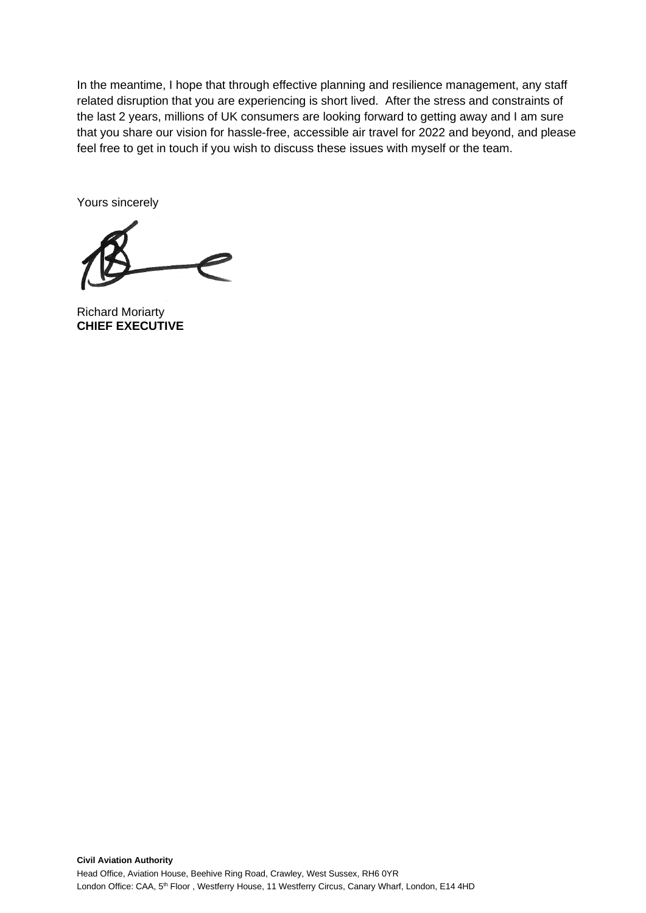In the meantime, I hope that through effective planning and resilience management, any staff related disruption that you are experiencing is short lived. After the stress and constraints of the last 2 years, millions of UK consumers are looking forward to getting away and I am sure that you share our vision for hassle-free, accessible air travel for 2022 and beyond, and please feel free to get in touch if you wish to discuss these issues with myself or the team.

Yours sincerely

Richard Moriarty
**CHIEF EXECUTIVE**

**Civil Aviation Authority**
Head Office, Aviation House, Beehive Ring Road, Crawley, West Sussex, RH6 0YR
London Office: CAA, 5th Floor , Westferry House, 11 Westferry Circus, Canary Wharf, London, E14 4HD